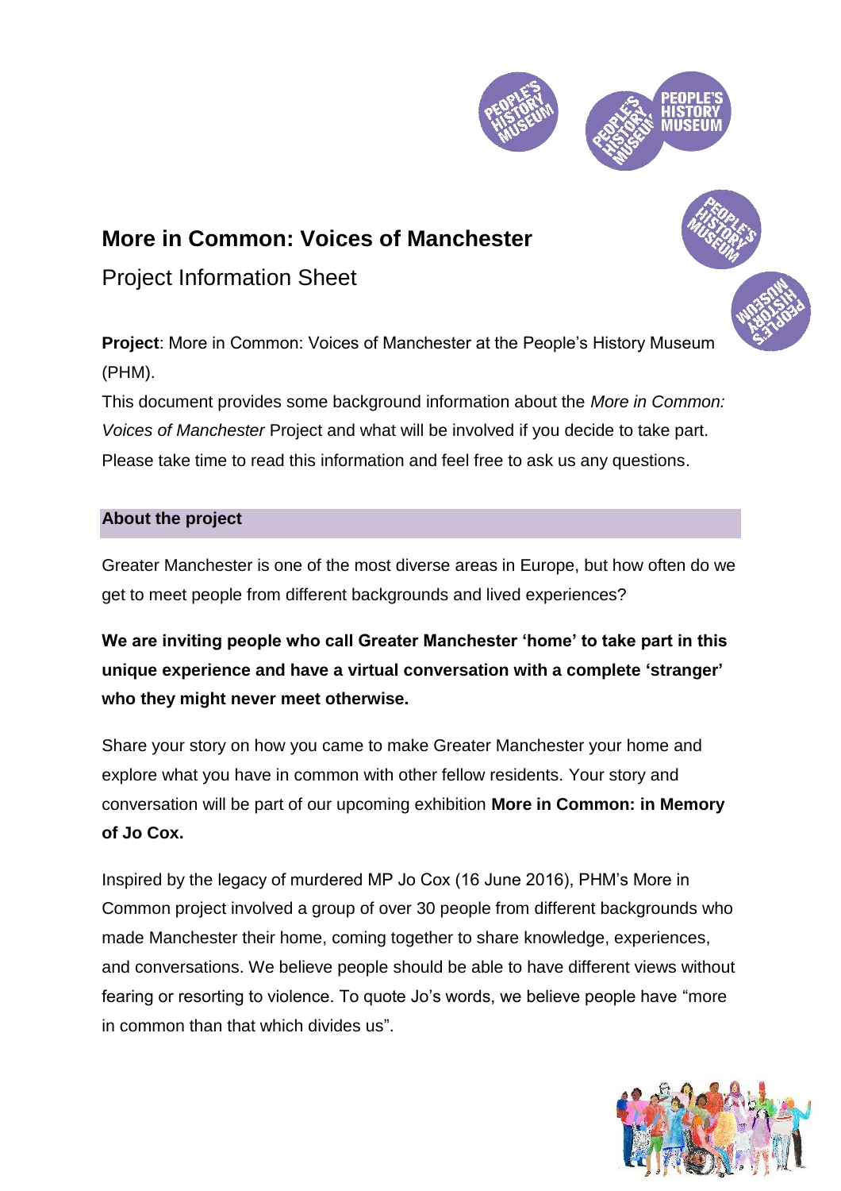# More in Common: Voices of Manchester

Project Information Sheet

**Project**: More in Common: Voices of Manchester at the People's History Museum (PHM).

This document provides some background information about the *More in Common: Voices of Manchester* Project and what will be involved if you decide to take part. Please take time to read this information and feel free to ask us any questions.

## About the project

Greater Manchester is one of the most diverse areas in Europe, but how often do we get to meet people from different backgrounds and lived experiences?

**We are inviting people who call Greater Manchester 'home' to take part in this unique experience and have a virtual conversation with a complete 'stranger' who they might never meet otherwise.**

Share your story on how you came to make Greater Manchester your home and explore what you have in common with other fellow residents. Your story and conversation will be part of our upcoming exhibition **More in Common: in Memory of Jo Cox.**

Inspired by the legacy of murdered MP Jo Cox (16 June 2016), PHM's More in Common project involved a group of over 30 people from different backgrounds who made Manchester their home, coming together to share knowledge, experiences, and conversations. We believe people should be able to have different views without fearing or resorting to violence. To quote Jo's words, we believe people have "more in common than that which divides us".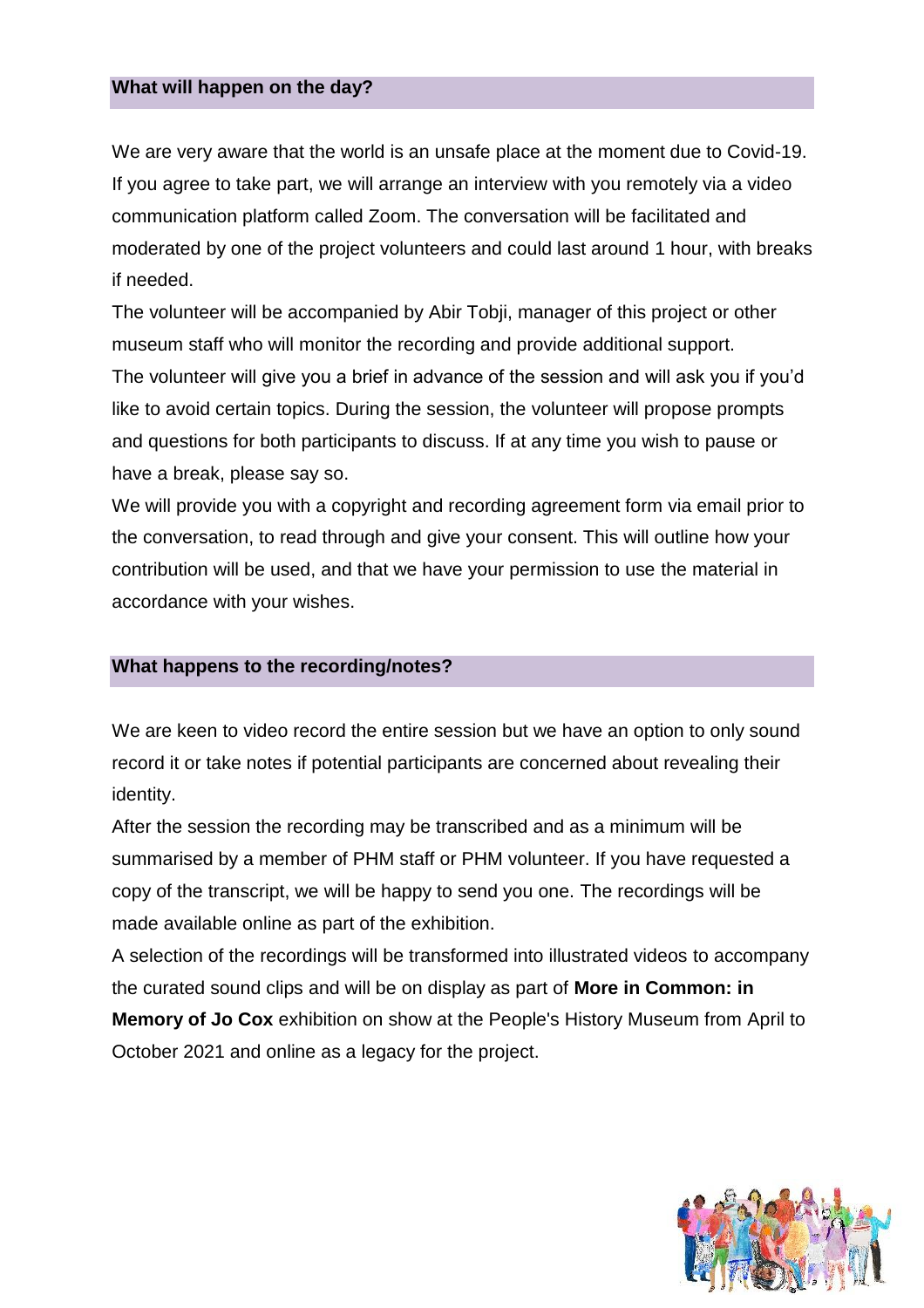## What will happen on the day?

We are very aware that the world is an unsafe place at the moment due to Covid-19. If you agree to take part, we will arrange an interview with you remotely via a video communication platform called Zoom. The conversation will be facilitated and moderated by one of the project volunteers and could last around 1 hour, with breaks if needed.

The volunteer will be accompanied by Abir Tobji, manager of this project or other museum staff who will monitor the recording and provide additional support.

The volunteer will give you a brief in advance of the session and will ask you if you'd like to avoid certain topics. During the session, the volunteer will propose prompts and questions for both participants to discuss. If at any time you wish to pause or have a break, please say so.

We will provide you with a copyright and recording agreement form via email prior to the conversation, to read through and give your consent. This will outline how your contribution will be used, and that we have your permission to use the material in accordance with your wishes.

## What happens to the recording/notes?

We are keen to video record the entire session but we have an option to only sound record it or take notes if potential participants are concerned about revealing their identity.

After the session the recording may be transcribed and as a minimum will be summarised by a member of PHM staff or PHM volunteer. If you have requested a copy of the transcript, we will be happy to send you one. The recordings will be made available online as part of the exhibition.

A selection of the recordings will be transformed into illustrated videos to accompany the curated sound clips and will be on display as part of **More in Common: in Memory of Jo Cox** exhibition on show at the People's History Museum from April to October 2021 and online as a legacy for the project.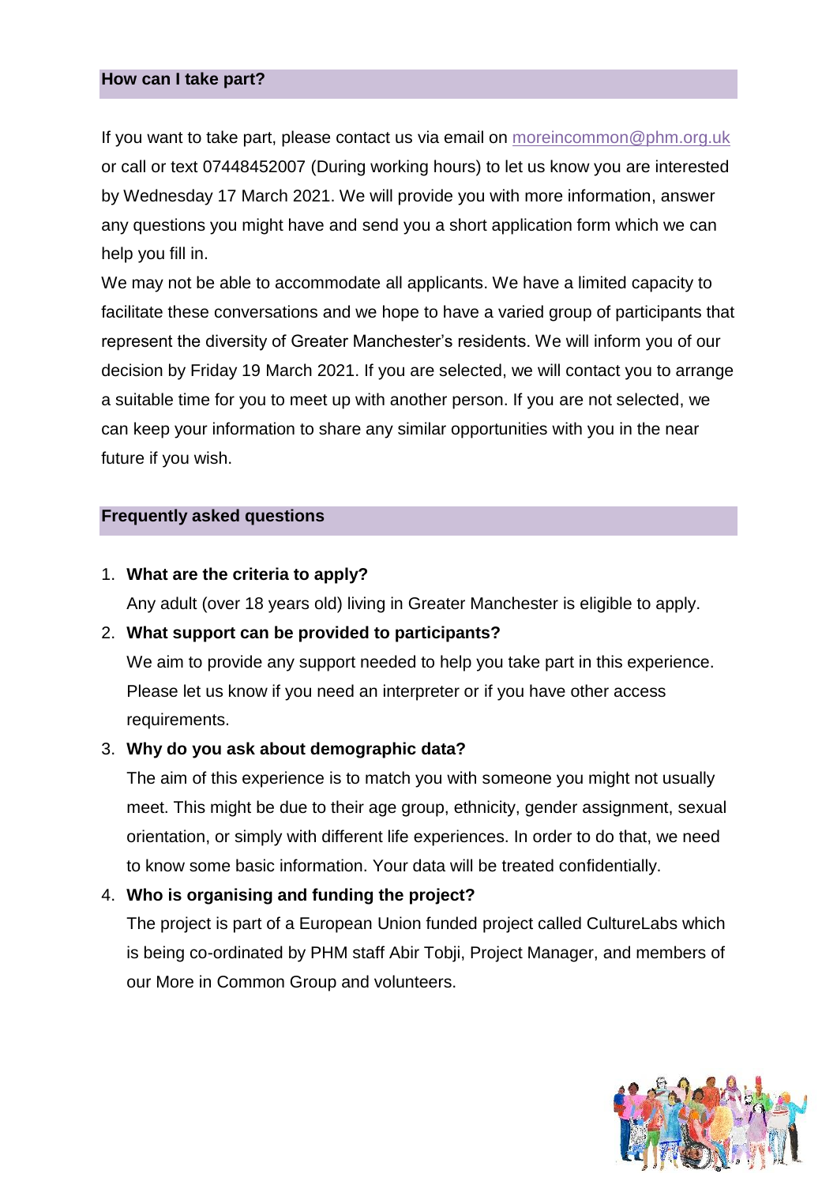## How can I take part?

If you want to take part, please contact us via email on moreincommon@phm.org.uk or call or text 07448452007 (During working hours) to let us know you are interested by Wednesday 17 March 2021. We will provide you with more information, answer any questions you might have and send you a short application form which we can help you fill in.

We may not be able to accommodate all applicants. We have a limited capacity to facilitate these conversations and we hope to have a varied group of participants that represent the diversity of Greater Manchester's residents. We will inform you of our decision by Friday 19 March 2021. If you are selected, we will contact you to arrange a suitable time for you to meet up with another person. If you are not selected, we can keep your information to share any similar opportunities with you in the near future if you wish.

## Frequently asked questions

1. **What are the criteria to apply?**
   Any adult (over 18 years old) living in Greater Manchester is eligible to apply.
2. **What support can be provided to participants?**
   We aim to provide any support needed to help you take part in this experience. Please let us know if you need an interpreter or if you have other access requirements.
3. **Why do you ask about demographic data?**
   The aim of this experience is to match you with someone you might not usually meet. This might be due to their age group, ethnicity, gender assignment, sexual orientation, or simply with different life experiences. In order to do that, we need to know some basic information. Your data will be treated confidentially.
4. **Who is organising and funding the project?**
   The project is part of a European Union funded project called CultureLabs which is being co-ordinated by PHM staff Abir Tobji, Project Manager, and members of our More in Common Group and volunteers.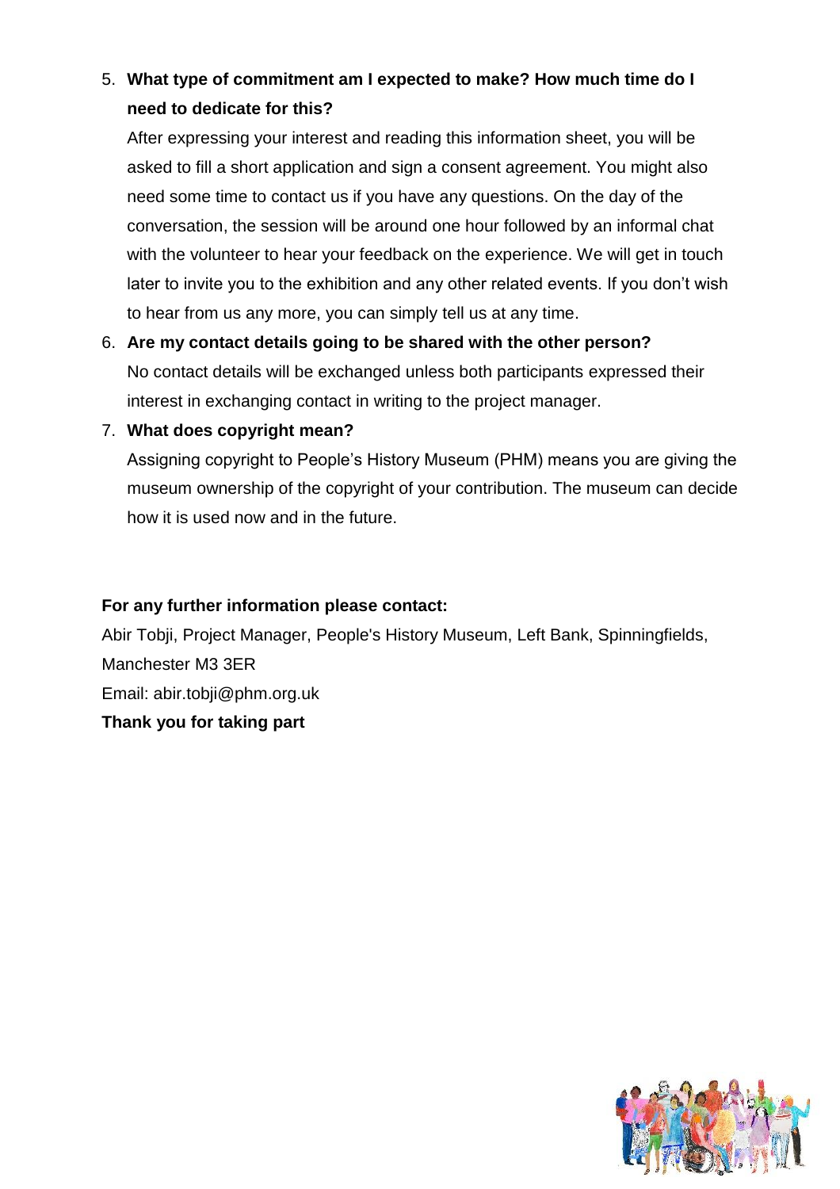5. **What type of commitment am I expected to make? How much time do I need to dedicate for this?**
   After expressing your interest and reading this information sheet, you will be asked to fill a short application and sign a consent agreement. You might also need some time to contact us if you have any questions. On the day of the conversation, the session will be around one hour followed by an informal chat with the volunteer to hear your feedback on the experience. We will get in touch later to invite you to the exhibition and any other related events. If you don't wish to hear from us any more, you can simply tell us at any time.
6. **Are my contact details going to be shared with the other person?**
   No contact details will be exchanged unless both participants expressed their interest in exchanging contact in writing to the project manager.
7. **What does copyright mean?**
   Assigning copyright to People's History Museum (PHM) means you are giving the museum ownership of the copyright of your contribution. The museum can decide how it is used now and in the future.

**For any further information please contact:**

Abir Tobji, Project Manager, People's History Museum, Left Bank, Spinningfields, Manchester M3 3ER

Email: abir.tobji@phm.org.uk

**Thank you for taking part**